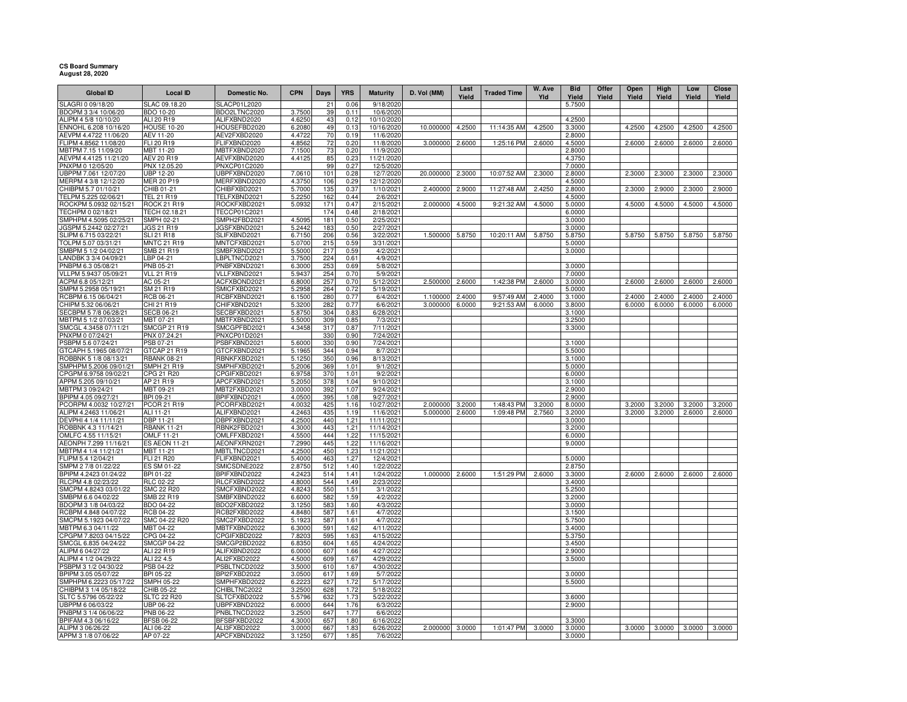**CS Board Summary**
**August 28, 2020**

| Global ID | Local ID | Domestic No. | CPN | Days | YRS | Maturity | D. Vol (MM) | Last Yield | Traded Time | W. Ave Yld | Bid Yield | Offer Yield | Open Yield | High Yield | Low Yield | Close Yield |
|---|---|---|---|---|---|---|---|---|---|---|---|---|---|---|---|---|
| SLAGRI 0 09/18/20 | SLAC 09.18.20 | SLACP01L2020 | | 21 | 0.06 | 9/18/2020 | | | | | 5.7500 | | | | | |
| BDOPM 3 3/4 10/06/20 | BDO 10-20 | BDO2LTNC2020 | 3.7500 | 39 | 0.11 | 10/6/2020 | | | | | | | | | | |
| ALIPM 4 5/8 10/10/20 | ALI 20 R19 | ALIFXBND2020 | 4.6250 | 43 | 0.12 | 10/10/2020 | | | | | 4.2500 | | | | | |
| ENNOHL 6.208 10/16/20 | HOUSE 10-20 | HOUSEFBD2020 | 6.2080 | 49 | 0.13 | 10/16/2020 | 10.000000 | 4.2500 | 11:14:35 AM | 4.2500 | 3.3000 | | 4.2500 | 4.2500 | 4.2500 | 4.2500 |
| AEVPM 4.4722 11/06/20 | AEV 11-20 | AEV2FXBD2020 | 4.4722 | 70 | 0.19 | 11/6/2020 | | | | | 2.8000 | | | | | |
| FLIPM 4.8562 11/08/20 | FLI 20 R19 | FLIFXBND2020 | 4.8562 | 72 | 0.20 | 11/8/2020 | 3.000000 | 2.6000 | 1:25:16 PM | 2.6000 | 4.5000 | | 2.6000 | 2.6000 | 2.6000 | 2.6000 |
| MBTPM 7.15 11/09/20 | MBT 11-20 | MBTFXBND2020 | 7.1500 | 73 | 0.20 | 11/9/2020 | | | | | 2.8000 | | | | | |
| AEVPM 4.4125 11/21/20 | AEV 20 R19 | AEVFXBND2020 | 4.4125 | 85 | 0.23 | 11/21/2020 | | | | | 4.3750 | | | | | |
| PNXPM 0 12/05/20 | PNX 12.05.20 | PNXCP01C2020 | | 99 | 0.27 | 12/5/2020 | | | | | 7.0000 | | | | | |
| UBPPM 7.061 12/07/20 | UBP 12-20 | UBPFXBND2020 | 7.0610 | 101 | 0.28 | 12/7/2020 | 20.000000 | 2.3000 | 10:07:52 AM | 2.3000 | 2.8000 | | 2.3000 | 2.3000 | 2.3000 | 2.3000 |
| MERPM 4 3/8 12/12/20 | MER 20 P19 | MERFXBND2020 | 4.3750 | 106 | 0.29 | 12/12/2020 | | | | | 4.5000 | | | | | |
| CHIBPM 5.7 01/10/21 | CHIB 01-21 | CHIBFXBD2021 | 5.7000 | 135 | 0.37 | 1/10/2021 | 2.400000 | 2.9000 | 11:27:48 AM | 2.4250 | 2.8000 | | 2.3000 | 2.9000 | 2.3000 | 2.9000 |
| TELPM 5.225 02/06/21 | TEL 21 R19 | TELFXBND2021 | 5.2250 | 162 | 0.44 | 2/6/2021 | | | | | 4.5000 | | | | | |
| ROCKPM 5.0932 02/15/21 | ROCK 21 R19 | ROCKFXBD2021 | 5.0932 | 171 | 0.47 | 2/15/2021 | 2.000000 | 4.5000 | 9:21:32 AM | 4.5000 | 5.0000 | | 4.5000 | 4.5000 | 4.5000 | 4.5000 |
| TECHPM 0 02/18/21 | TECH 02.18.21 | TECCP01C2021 | | 174 | 0.48 | 2/18/2021 | | | | | 6.0000 | | | | | |
| SMPHPM 4.5095 02/25/21 | SMPH 02-21 | SMPH2FBD2021 | 4.5095 | 181 | 0.50 | 2/25/2021 | | | | | 3.0000 | | | | | |
| JGSPM 5.2442 02/27/21 | JGS 21 R19 | JGSFXBND2021 | 5.2442 | 183 | 0.50 | 2/27/2021 | | | | | 3.0000 | | | | | |
| SLIPM 6.715 03/22/21 | SLI 21 R18 | SLIFXBND2021 | 6.7150 | 206 | 0.56 | 3/22/2021 | 1.500000 | 5.8750 | 10:20:11 AM | 5.8750 | 5.8750 | | 5.8750 | 5.8750 | 5.8750 | 5.8750 |
| TOLPM 5.07 03/31/21 | MNTC 21 R19 | MNTCFXBD2021 | 5.0700 | 215 | 0.59 | 3/31/2021 | | | | | 5.0000 | | | | | |
| SMBPM 5 1/2 04/02/21 | SMB 21 R19 | SMBFXBND2021 | 5.5000 | 217 | 0.59 | 4/2/2021 | | | | | 3.0000 | | | | | |
| LANDBK 3 3/4 04/09/21 | LBP 04-21 | LBPLTNCD2021 | 3.7500 | 224 | 0.61 | 4/9/2021 | | | | | | | | | | |
| PNBPM 6.3 05/08/21 | PNB 05-21 | PNBFXBND2021 | 6.3000 | 253 | 0.69 | 5/8/2021 | | | | | 3.0000 | | | | | |
| VLLPM 5.9437 05/09/21 | VLL 21 R19 | VLLFXBND2021 | 5.9437 | 254 | 0.70 | 5/9/2021 | | | | | 7.0000 | | | | | |
| ACPM 6.8 05/12/21 | AC 05-21 | ACFXBOND2021 | 6.8000 | 257 | 0.70 | 5/12/2021 | 2.500000 | 2.6000 | 1:42:38 PM | 2.6000 | 3.0000 | | 2.6000 | 2.6000 | 2.6000 | 2.6000 |
| SMPM 5.2958 05/19/21 | SM 21 R19 | SMICFXBD2021 | 5.2958 | 264 | 0.72 | 5/19/2021 | | | | | 5.0000 | | | | | |
| RCBPM 6.15 06/04/21 | RCB 06-21 | RCBFXBND2021 | 6.1500 | 280 | 0.77 | 6/4/2021 | 1.100000 | 2.4000 | 9:57:49 AM | 2.4000 | 3.1000 | | 2.4000 | 2.4000 | 2.4000 | 2.4000 |
| CHIPM 5.32 06/06/21 | CHI 21 R19 | CHIFXBND2021 | 5.3200 | 282 | 0.77 | 6/6/2021 | 3.000000 | 6.0000 | 9:21:53 AM | 6.0000 | 3.8000 | | 6.0000 | 6.0000 | 6.0000 | 6.0000 |
| SECBPM 5 7/8 06/28/21 | SECB 06-21 | SECBFXBD2021 | 5.8750 | 304 | 0.83 | 6/28/2021 | | | | | 3.1000 | | | | | |
| MBTPM 5 1/2 07/03/21 | MBT 07-21 | MBTFXBND2021 | 5.5000 | 309 | 0.85 | 7/3/2021 | | | | | 3.2500 | | | | | |
| SMCGL 4.3458 07/11/21 | SMCGP 21 R19 | SMCGPFBD2021 | 4.3458 | 317 | 0.87 | 7/11/2021 | | | | | 3.3000 | | | | | |
| PNXPM 0 07/24/21 | PNX 07.24.21 | PNXCP01D2021 | | 330 | 0.90 | 7/24/2021 | | | | | | | | | | |
| PSBPM 5.6 07/24/21 | PSB 07-21 | PSBFXBND2021 | 5.6000 | 330 | 0.90 | 7/24/2021 | | | | | 3.1000 | | | | | |
| GTCAPH 5.1965 08/07/21 | GTCAP 21 R19 | GTCFXBND2021 | 5.1965 | 344 | 0.94 | 8/7/2021 | | | | | 5.5000 | | | | | |
| ROBBNK 5 1/8 08/13/21 | RBANK 08-21 | RBNKFXBD2021 | 5.1250 | 350 | 0.96 | 8/13/2021 | | | | | 3.1000 | | | | | |
| SMPHPM 5.2006 09/01/21 | SMPH 21 R19 | SMPHFXBD2021 | 5.2006 | 369 | 1.01 | 9/1/2021 | | | | | 5.0000 | | | | | |
| CPGPM 6.9758 09/02/21 | CPG 21 R20 | CPGIFXBD2021 | 6.9758 | 370 | 1.01 | 9/2/2021 | | | | | 6.0000 | | | | | |
| APPM 5.205 09/10/21 | AP 21 R19 | APCFXBND2021 | 5.2050 | 378 | 1.04 | 9/10/2021 | | | | | 3.1000 | | | | | |
| MBTPM 3 09/24/21 | MBT 09-21 | MBT2FXBD2021 | 3.0000 | 392 | 1.07 | 9/24/2021 | | | | | 2.9000 | | | | | |
| BPIPM 4.05 09/27/21 | BPI 09-21 | BPIFXBND2021 | 4.0500 | 395 | 1.08 | 9/27/2021 | | | | | 2.9000 | | | | | |
| PCORPM 4.0032 10/27/21 | PCOR 21 R19 | PCORFXBD2021 | 4.0032 | 425 | 1.16 | 10/27/2021 | 2.000000 | 3.2000 | 1:48:43 PM | 3.2000 | 8.0000 | | 3.2000 | 3.2000 | 3.2000 | 3.2000 |
| ALIPM 4.2463 11/06/21 | ALI 11-21 | ALIFXBND2021 | 4.2463 | 435 | 1.19 | 11/6/2021 | 5.000000 | 2.6000 | 1:09:48 PM | 2.7560 | 3.2000 | | 3.2000 | 3.2000 | 2.6000 | 2.6000 |
| DEVPHI 4 1/4 11/11/21 | DBP 11-21 | DBPFXBND2021 | 4.2500 | 440 | 1.21 | 11/11/2021 | | | | | 3.0000 | | | | | |
| ROBBNK 4.3 11/14/21 | RBANK 11-21 | RBNK2FBD2021 | 4.3000 | 443 | 1.21 | 11/14/2021 | | | | | 3.2000 | | | | | |
| OMLFC 4.55 11/15/21 | OMLF 11-21 | OMLFFXBD2021 | 4.5500 | 444 | 1.22 | 11/15/2021 | | | | | 6.0000 | | | | | |
| AEONPH 7.299 11/16/21 | ES AEON 11-21 | AEONFXRN2021 | 7.2990 | 445 | 1.22 | 11/16/2021 | | | | | 9.0000 | | | | | |
| MBTPM 4 1/4 11/21/21 | MBT 11-21 | MBTLTNCD2021 | 4.2500 | 450 | 1.23 | 11/21/2021 | | | | | | | | | | |
| FLIPM 5.4 12/04/21 | FLI 21 R20 | FLIFXBND2021 | 5.4000 | 463 | 1.27 | 12/4/2021 | | | | | 5.0000 | | | | | |
| SMPM 2 7/8 01/22/22 | ES SM 01-22 | SMICSDNE2022 | 2.8750 | 512 | 1.40 | 1/22/2022 | | | | | 2.8750 | | | | | |
| BPIPM 4.2423 01/24/22 | BPI 01-22 | BPIFXBND2022 | 4.2423 | 514 | 1.41 | 1/24/2022 | 1.000000 | 2.6000 | 1:51:29 PM | 2.6000 | 3.3000 | | 2.6000 | 2.6000 | 2.6000 | 2.6000 |
| RLCPM 4.8 02/23/22 | RLC 02-22 | RLCFXBND2022 | 4.8000 | 544 | 1.49 | 2/23/2022 | | | | | 3.4000 | | | | | |
| SMCPM 4.8243 03/01/22 | SMC 22 R20 | SMCFXBND2022 | 4.8243 | 550 | 1.51 | 3/1/2022 | | | | | 5.2500 | | | | | |
| SMBPM 6.6 04/02/22 | SMB 22 R19 | SMBFXBND2022 | 6.6000 | 582 | 1.59 | 4/2/2022 | | | | | 3.2000 | | | | | |
| BDOPM 3 1/8 04/03/22 | BDO 04-22 | BDO2FXBD2022 | 3.1250 | 583 | 1.60 | 4/3/2022 | | | | | 3.0000 | | | | | |
| RCBPM 4.848 04/07/22 | RCB 04-22 | RCB2FXBD2022 | 4.8480 | 587 | 1.61 | 4/7/2022 | | | | | 3.1500 | | | | | |
| SMCPM 5.1923 04/07/22 | SMC 04-22 R20 | SMC2FXBD2022 | 5.1923 | 587 | 1.61 | 4/7/2022 | | | | | 5.7500 | | | | | |
| MBTPM 6.3 04/11/22 | MBT 04-22 | MBTFXBND2022 | 6.3000 | 591 | 1.62 | 4/11/2022 | | | | | 3.4000 | | | | | |
| CPGPM 7.8203 04/15/22 | CPG 04-22 | CPGIFXBD2022 | 7.8203 | 595 | 1.63 | 4/15/2022 | | | | | 5.3750 | | | | | |
| SMCGL 6.835 04/24/22 | SMCGP 04-22 | SMCGP2BD2022 | 6.8350 | 604 | 1.65 | 4/24/2022 | | | | | 3.4500 | | | | | |
| ALIPM 6 04/27/22 | ALI 22 R19 | ALIFXBND2022 | 6.0000 | 607 | 1.66 | 4/27/2022 | | | | | 2.9000 | | | | | |
| ALIPM 4 1/2 04/29/22 | ALI 22 4.5 | ALI2FXBD2022 | 4.5000 | 609 | 1.67 | 4/29/2022 | | | | | 3.5000 | | | | | |
| PSBPM 3 1/2 04/30/22 | PSB 04-22 | PSBLTNCD2022 | 3.5000 | 610 | 1.67 | 4/30/2022 | | | | | | | | | | |
| BPIPM 3.05 05/07/22 | BPI 05-22 | BPI2FXBD2022 | 3.0500 | 617 | 1.69 | 5/7/2022 | | | | | 3.0000 | | | | | |
| SMPHPM 6.2223 05/17/22 | SMPH 05-22 | SMPHFXBD2022 | 6.2223 | 627 | 1.72 | 5/17/2022 | | | | | 5.5000 | | | | | |
| CHIBPM 3 1/4 05/18/22 | CHIB 05-22 | CHIBLTNC2022 | 3.2500 | 628 | 1.72 | 5/18/2022 | | | | | | | | | | |
| SLTC 5.5796 05/22/22 | SLTC 22 R20 | SLTCFXBD2022 | 5.5796 | 632 | 1.73 | 5/22/2022 | | | | | 3.6000 | | | | | |
| UBPPM 6 06/03/22 | UBP 06-22 | UBPFXBND2022 | 6.0000 | 644 | 1.76 | 6/3/2022 | | | | | 2.9000 | | | | | |
| PNBPM 3 1/4 06/06/22 | PNB 06-22 | PNBLTNCD2022 | 3.2500 | 647 | 1.77 | 6/6/2022 | | | | | | | | | | |
| BPIFAM 4.3 06/16/22 | BFSB 06-22 | BFSBFXBD2022 | 4.3000 | 657 | 1.80 | 6/16/2022 | | | | | 3.3000 | | | | | |
| ALIPM 3 06/26/22 | ALI 06-22 | ALI3FXBD2022 | 3.0000 | 667 | 1.83 | 6/26/2022 | 2.000000 | 3.0000 | 1:01:47 PM | 3.0000 | 3.0000 | | 3.0000 | 3.0000 | 3.0000 | 3.0000 |
| APPM 3 1/8 07/06/22 | AP 07-22 | APCFXBND2022 | 3.1250 | 677 | 1.85 | 7/6/2022 | | | | | 3.0000 | | | | | |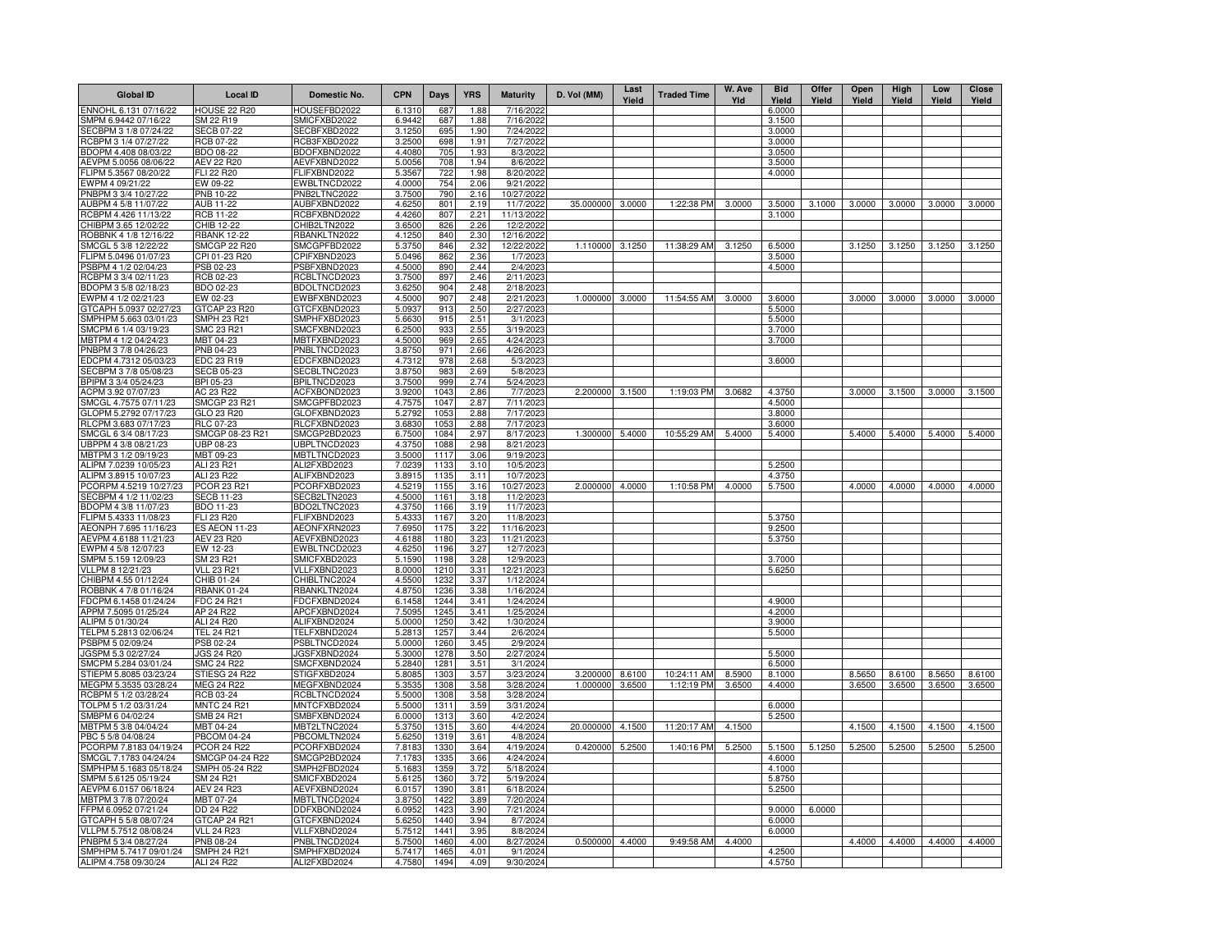| Global ID | Local ID | Domestic No. | CPN | Days | YRS | Maturity | D. Vol (MM) | Last Yield | Traded Time | W. Ave Yld | Bid Yield | Offer Yield | Open Yield | High Yield | Low Yield | Close Yield |
|---|---|---|---|---|---|---|---|---|---|---|---|---|---|---|---|---|
| ENNOHL 6.131 07/16/22 | HOUSE 22 R20 | HOUSEFBD2022 | 6.1310 | 687 | 1.88 | 7/16/2022 | | | | | 6.0000 | | | | | |
| SMPM 6.9442 07/16/22 | SM 22 R19 | SMICFXBD2022 | 6.9442 | 687 | 1.88 | 7/16/2022 | | | | | 3.1500 | | | | | |
| SECBPM 3 1/8 07/24/22 | SECB 07-22 | SECBFXBD2022 | 3.1250 | 695 | 1.90 | 7/24/2022 | | | | | 3.0000 | | | | | |
| RCBPM 3 1/4 07/27/22 | RCB 07-22 | RCB3FXBD2022 | 3.2500 | 698 | 1.91 | 7/27/2022 | | | | | 3.0000 | | | | | |
| BDOPM 4.408 08/03/22 | BDO 08-22 | BDOFXBND2022 | 4.4080 | 705 | 1.93 | 8/3/2022 | | | | | 3.0500 | | | | | |
| AEVPM 5.0056 08/06/22 | AEV 22 R20 | AEVFXBND2022 | 5.0056 | 708 | 1.94 | 8/6/2022 | | | | | 3.5000 | | | | | |
| FLIPM 5.3567 08/20/22 | FLI 22 R20 | FLIFXBND2022 | 5.3567 | 722 | 1.98 | 8/20/2022 | | | | | 4.0000 | | | | | |
| EWPM 4 09/21/22 | EW 09-22 | EWBLTNCD2022 | 4.0000 | 754 | 2.06 | 9/21/2022 | | | | | | | | | | |
| PNBPM 3 3/4 10/27/22 | PNB 10-22 | PNB2LTNC2022 | 3.7500 | 790 | 2.16 | 10/27/2022 | | | | | | | | | | |
| AUBPM 4 5/8 11/07/22 | AUB 11-22 | AUBFXBND2022 | 4.6250 | 801 | 2.19 | 11/7/2022 | 35.000000 | 3.0000 | 1:22:38 PM | 3.0000 | 3.5000 | 3.1000 | 3.0000 | 3.0000 | 3.0000 | 3.0000 |
| RCBPM 4.426 11/13/22 | RCB 11-22 | RCBFXBND2022 | 4.4260 | 807 | 2.21 | 11/13/2022 | | | | | 3.1000 | | | | | |
| CHIBPM 3.65 12/02/22 | CHIB 12-22 | CHIB2LTN2022 | 3.6500 | 826 | 2.26 | 12/2/2022 | | | | | | | | | | |
| ROBBNK 4 1/8 12/16/22 | RBANK 12-22 | RBANKLTN2022 | 4.1250 | 840 | 2.30 | 12/16/2022 | | | | | | | | | | |
| SMCGL 5 3/8 12/22/22 | SMCGP 22 R20 | SMCGPFBD2022 | 5.3750 | 846 | 2.32 | 12/22/2022 | 1.110000 | 3.1250 | 11:38:29 AM | 3.1250 | 6.5000 | | 3.1250 | 3.1250 | 3.1250 | 3.1250 |
| FLIPM 5.0496 01/07/23 | CPI 01-23 R20 | CPIFXBND2023 | 5.0496 | 862 | 2.36 | 1/7/2023 | | | | | 3.5000 | | | | | |
| PSBPM 4 1/2 02/04/23 | PSB 02-23 | PSBFXBND2023 | 4.5000 | 890 | 2.44 | 2/4/2023 | | | | | 4.5000 | | | | | |
| RCBPM 3 3/4 02/11/23 | RCB 02-23 | RCBLTNCD2023 | 3.7500 | 897 | 2.46 | 2/11/2023 | | | | | | | | | | |
| BDOPM 3 5/8 02/18/23 | BDO 02-23 | BDOLTNCD2023 | 3.6250 | 904 | 2.48 | 2/18/2023 | | | | | | | | | | |
| EWPM 4 1/2 02/21/23 | EW 02-23 | EWBFXBND2023 | 4.5000 | 907 | 2.48 | 2/21/2023 | 1.000000 | 3.0000 | 11:54:55 AM | 3.0000 | 3.6000 | | 3.0000 | 3.0000 | 3.0000 | 3.0000 |
| GTCAPH 5.0937 02/27/23 | GTCAP 23 R20 | GTCFXBND2023 | 5.0937 | 913 | 2.50 | 2/27/2023 | | | | | 5.5000 | | | | | |
| SMPHPM 5.663 03/01/23 | SMPH 23 R21 | SMPHFXBD2023 | 5.6630 | 915 | 2.51 | 3/1/2023 | | | | | 5.5000 | | | | | |
| SMCPM 6 1/4 03/19/23 | SMC 23 R21 | SMCFXBND2023 | 6.2500 | 933 | 2.55 | 3/19/2023 | | | | | 3.7000 | | | | | |
| MBTPM 4 1/2 04/24/23 | MBT 04-23 | MBTFXBND2023 | 4.5000 | 969 | 2.65 | 4/24/2023 | | | | | 3.7000 | | | | | |
| PNBPM 3 7/8 04/26/23 | PNB 04-23 | PNBLTNCD2023 | 3.8750 | 971 | 2.66 | 4/26/2023 | | | | | | | | | | |
| EDCPM 4.7312 05/03/23 | EDC 23 R19 | EDCFXBND2023 | 4.7312 | 978 | 2.68 | 5/3/2023 | | | | | 3.6000 | | | | | |
| SECBPM 3 7/8 05/08/23 | SECB 05-23 | SECBLTNC2023 | 3.8750 | 983 | 2.69 | 5/8/2023 | | | | | | | | | | |
| BPIPM 3 3/4 05/24/23 | BPI 05-23 | BPILTNCD2023 | 3.7500 | 999 | 2.74 | 5/24/2023 | | | | | | | | | | |
| ACPM 3.92 07/07/23 | AC 23 R22 | ACFXBOND2023 | 3.9200 | 1043 | 2.86 | 7/7/2023 | 2.200000 | 3.1500 | 1:19:03 PM | 3.0682 | 4.3750 | | 3.0000 | 3.1500 | 3.0000 | 3.1500 |
| SMCGL 4.7575 07/11/23 | SMCGP 23 R21 | SMCGPFBD2023 | 4.7575 | 1047 | 2.87 | 7/11/2023 | | | | | 4.5000 | | | | | |
| GLOPM 5.2792 07/17/23 | GLO 23 R20 | GLOFXBND2023 | 5.2792 | 1053 | 2.88 | 7/17/2023 | | | | | 3.8000 | | | | | |
| RLCPM 3.683 07/17/23 | RLC 07-23 | RLCFXBND2023 | 3.6830 | 1053 | 2.88 | 7/17/2023 | | | | | 3.6000 | | | | | |
| SMCGL 6 3/4 08/17/23 | SMCGP 08-23 R21 | SMCGP2BD2023 | 6.7500 | 1084 | 2.97 | 8/17/2023 | 1.300000 | 5.4000 | 10:55:29 AM | 5.4000 | 5.4000 | | 5.4000 | 5.4000 | 5.4000 | 5.4000 |
| UBPPM 4 3/8 08/21/23 | UBP 08-23 | UBPLTNCD2023 | 4.3750 | 1088 | 2.98 | 8/21/2023 | | | | | | | | | | |
| MBTPM 3 1/2 09/19/23 | MBT 09-23 | MBTLTNCD2023 | 3.5000 | 1117 | 3.06 | 9/19/2023 | | | | | | | | | | |
| ALIPM 7.0239 10/05/23 | ALI 23 R21 | ALI2FXBD2023 | 7.0239 | 1133 | 3.10 | 10/5/2023 | | | | | 5.2500 | | | | | |
| ALIPM 3.8915 10/07/23 | ALI 23 R22 | ALIFXBND2023 | 3.8915 | 1135 | 3.11 | 10/7/2023 | | | | | 4.3750 | | | | | |
| PCORPM 4.5219 10/27/23 | PCOR 23 R21 | PCORFXBD2023 | 4.5219 | 1155 | 3.16 | 10/27/2023 | 2.000000 | 4.0000 | 1:10:58 PM | 4.0000 | 5.7500 | | 4.0000 | 4.0000 | 4.0000 | 4.0000 |
| SECBPM 4 1/2 11/02/23 | SECB 11-23 | SECB2LTN2023 | 4.5000 | 1161 | 3.18 | 11/2/2023 | | | | | | | | | | |
| BDOPM 4 3/8 11/07/23 | BDO 11-23 | BDO2LTNC2023 | 4.3750 | 1166 | 3.19 | 11/7/2023 | | | | | | | | | | |
| FLIPM 5.4333 11/08/23 | FLI 23 R20 | FLIFXBND2023 | 5.4333 | 1167 | 3.20 | 11/8/2023 | | | | | 5.3750 | | | | | |
| AEONPH 7.695 11/16/23 | ES AEON 11-23 | AEONFXRN2023 | 7.6950 | 1175 | 3.22 | 11/16/2023 | | | | | 9.2500 | | | | | |
| AEVPM 4.6188 11/21/23 | AEV 23 R20 | AEVFXBND2023 | 4.6188 | 1180 | 3.23 | 11/21/2023 | | | | | 5.3750 | | | | | |
| EWPM 4 5/8 12/07/23 | EW 12-23 | EWBLTNCD2023 | 4.6250 | 1196 | 3.27 | 12/7/2023 | | | | | | | | | | |
| SMPM 5.159 12/09/23 | SM 23 R21 | SMICFXBD2023 | 5.1590 | 1198 | 3.28 | 12/9/2023 | | | | | 3.7000 | | | | | |
| VLLPM 8 12/21/23 | VLL 23 R21 | VLLFXBND2023 | 8.0000 | 1210 | 3.31 | 12/21/2023 | | | | | 5.6250 | | | | | |
| CHIBPM 4.55 01/12/24 | CHIB 01-24 | CHIBLTNC2024 | 4.5500 | 1232 | 3.37 | 1/12/2024 | | | | | | | | | | |
| ROBBNK 4 7/8 01/16/24 | RBANK 01-24 | RBANKLTN2024 | 4.8750 | 1236 | 3.38 | 1/16/2024 | | | | | | | | | | |
| FDCPM 6.1458 01/24/24 | FDC 24 R21 | FDCFXBND2024 | 6.1458 | 1244 | 3.41 | 1/24/2024 | | | | | 4.9000 | | | | | |
| APPM 7.5095 01/25/24 | AP 24 R22 | APCFXBND2024 | 7.5095 | 1245 | 3.41 | 1/25/2024 | | | | | 4.2000 | | | | | |
| ALIPM 5 01/30/24 | ALI 24 R20 | ALIFXBND2024 | 5.0000 | 1250 | 3.42 | 1/30/2024 | | | | | 3.9000 | | | | | |
| TELPM 5.2813 02/06/24 | TEL 24 R21 | TELFXBND2024 | 5.2813 | 1257 | 3.44 | 2/6/2024 | | | | | 5.5000 | | | | | |
| PSBPM 5 02/09/24 | PSB 02-24 | PSBLTNCD2024 | 5.0000 | 1260 | 3.45 | 2/9/2024 | | | | | | | | | | |
| JGSPM 5.3 02/27/24 | JGS 24 R20 | JGSFXBND2024 | 5.3000 | 1278 | 3.50 | 2/27/2024 | | | | | 5.5000 | | | | | |
| SMCPM 5.284 03/01/24 | SMC 24 R22 | SMCFXBND2024 | 5.2840 | 1281 | 3.51 | 3/1/2024 | | | | | 6.5000 | | | | | |
| STIEPM 5.8085 03/23/24 | STIESG 24 R22 | STIGFXBD2024 | 5.8085 | 1303 | 3.57 | 3/23/2024 | 3.200000 | 8.6100 | 10:24:11 AM | 8.5900 | 8.1000 | | 8.5650 | 8.6100 | 8.5650 | 8.6100 |
| MEGPM 5.3535 03/28/24 | MEG 24 R22 | MEGFXBND2024 | 5.3535 | 1308 | 3.58 | 3/28/2024 | 1.000000 | 3.6500 | 1:12:19 PM | 3.6500 | 4.4000 | | 3.6500 | 3.6500 | 3.6500 | 3.6500 |
| RCBPM 5 1/2 03/28/24 | RCB 03-24 | RCBLTNCD2024 | 5.5000 | 1308 | 3.58 | 3/28/2024 | | | | | | | | | | |
| TOLPM 5 1/2 03/31/24 | MNTC 24 R21 | MNTCFXBD2024 | 5.5000 | 1311 | 3.59 | 3/31/2024 | | | | | 6.0000 | | | | | |
| SMBPM 6 04/02/24 | SMB 24 R21 | SMBFXBND2024 | 6.0000 | 1313 | 3.60 | 4/2/2024 | | | | | 5.2500 | | | | | |
| MBTPM 5 3/8 04/04/24 | MBT 04-24 | MBT2LTNC2024 | 5.3750 | 1315 | 3.60 | 4/4/2024 | 20.000000 | 4.1500 | 11:20:17 AM | 4.1500 | | | 4.1500 | 4.1500 | 4.1500 | 4.1500 |
| PBC 5 5/8 04/08/24 | PBCOM 04-24 | PBCOMLTN2024 | 5.6250 | 1319 | 3.61 | 4/8/2024 | | | | | | | | | | |
| PCORPM 7.8183 04/19/24 | PCOR 24 R22 | PCORFXBD2024 | 7.8183 | 1330 | 3.64 | 4/19/2024 | 0.420000 | 5.2500 | 1:40:16 PM | 5.2500 | 5.1500 | 5.1250 | 5.2500 | 5.2500 | 5.2500 | 5.2500 |
| SMCGL 7.1783 04/24/24 | SMCGP 04-24 R22 | SMCGP2BD2024 | 7.1783 | 1335 | 3.66 | 4/24/2024 | | | | | 4.6000 | | | | | |
| SMPHPM 5.1683 05/18/24 | SMPH 05-24 R22 | SMPH2FBD2024 | 5.1683 | 1359 | 3.72 | 5/18/2024 | | | | | 4.1000 | | | | | |
| SMPM 5.6125 05/19/24 | SM 24 R21 | SMICFXBD2024 | 5.6125 | 1360 | 3.72 | 5/19/2024 | | | | | 5.8750 | | | | | |
| AEVPM 6.0157 06/18/24 | AEV 24 R23 | AEVFXBND2024 | 6.0157 | 1390 | 3.81 | 6/18/2024 | | | | | 5.2500 | | | | | |
| MBTPM 3 7/8 07/20/24 | MBT 07-24 | MBTLTNCD2024 | 3.8750 | 1422 | 3.89 | 7/20/2024 | | | | | | | | | | |
| FFPM 6.0952 07/21/24 | DD 24 R22 | DDFXBOND2024 | 6.0952 | 1423 | 3.90 | 7/21/2024 | | | | | 9.0000 | 6.0000 | | | | |
| GTCAPH 5 5/8 08/07/24 | GTCAP 24 R21 | GTCFXBND2024 | 5.6250 | 1440 | 3.94 | 8/7/2024 | | | | | 6.0000 | | | | | |
| VLLPM 5.7512 08/08/24 | VLL 24 R23 | VLLFXBND2024 | 5.7512 | 1441 | 3.95 | 8/8/2024 | | | | | 6.0000 | | | | | |
| PNBPM 5 3/4 08/27/24 | PNB 08-24 | PNBLTNCD2024 | 5.7500 | 1460 | 4.00 | 8/27/2024 | 0.500000 | 4.4000 | 9:49:58 AM | 4.4000 | | | 4.4000 | 4.4000 | 4.4000 | 4.4000 |
| SMPHPM 5.7417 09/01/24 | SMPH 24 R21 | SMPHFXBD2024 | 5.7417 | 1465 | 4.01 | 9/1/2024 | | | | | 4.2500 | | | | | |
| ALIPM 4.758 09/30/24 | ALI 24 R22 | ALI2FXBD2024 | 4.7580 | 1494 | 4.09 | 9/30/2024 | | | | | 4.5750 | | | | | |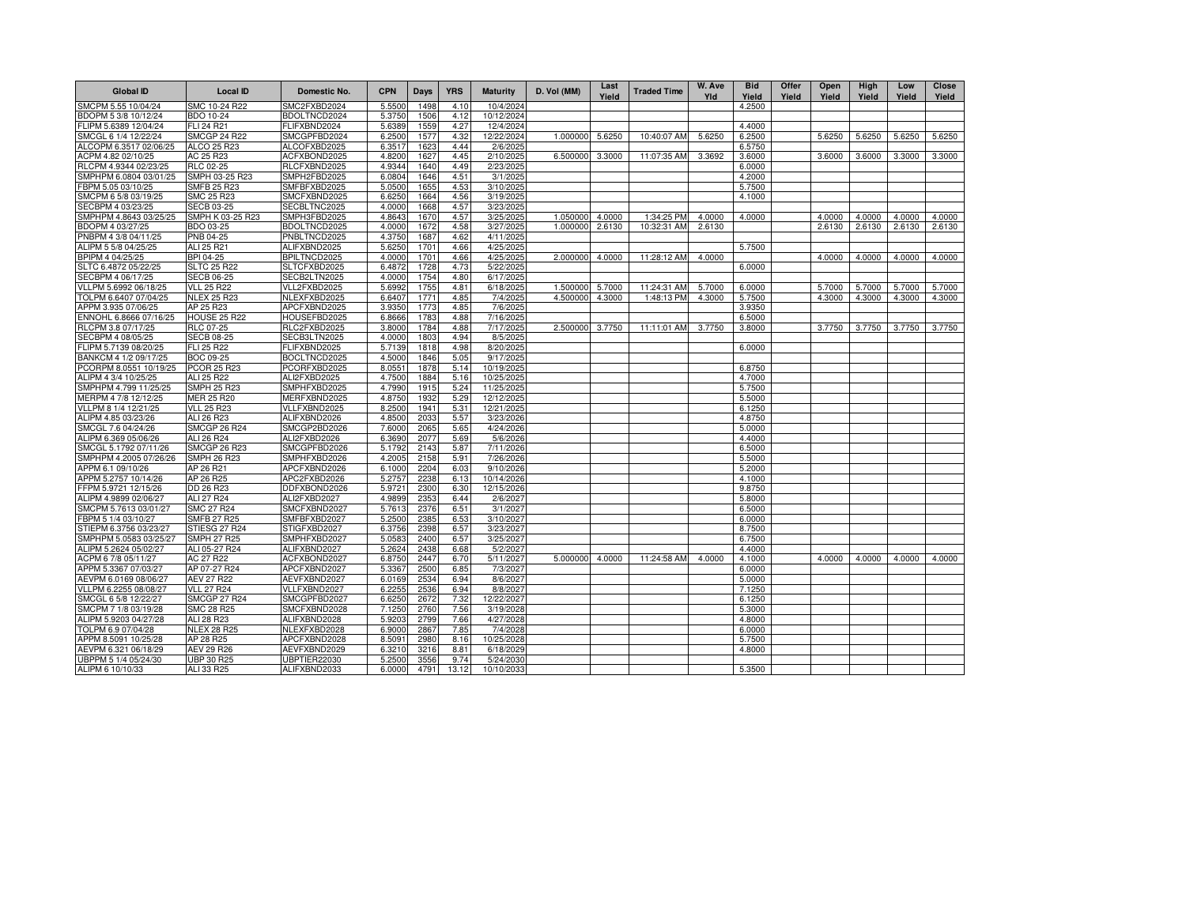| Global ID | Local ID | Domestic No. | CPN | Days | YRS | Maturity | D. Vol (MM) | Last Yield | Traded Time | W. Ave Yld | Bid Yield | Offer Yield | Open Yield | High Yield | Low Yield | Close Yield |
|---|---|---|---|---|---|---|---|---|---|---|---|---|---|---|---|---|
| SMCPM 5.55 10/04/24 | SMC 10-24 R22 | SMC2FXBD2024 | 5.5500 | 1498 | 4.10 | 10/4/2024 | | | | | 4.2500 | | | | | |
| BDOPM 5 3/8 10/12/24 | BDO 10-24 | BDOLTNCD2024 | 5.3750 | 1506 | 4.12 | 10/12/2024 | | | | | | | | | | |
| FLIPM 5.6389 12/04/24 | FLI 24 R21 | FLIFXBND2024 | 5.6389 | 1559 | 4.27 | 12/4/2024 | | | | | 4.4000 | | | | | |
| SMCGL 6 1/4 12/22/24 | SMCGP 24 R22 | SMCGPFBD2024 | 6.2500 | 1577 | 4.32 | 12/22/2024 | 1.000000 | 5.6250 | 10:40:07 AM | 5.6250 | 6.2500 | | 5.6250 | 5.6250 | 5.6250 | 5.6250 |
| ALCOPM 6.3517 02/06/25 | ALCO 25 R23 | ALCOFXBD2025 | 6.3517 | 1623 | 4.44 | 2/6/2025 | | | | | 6.5750 | | | | | |
| ACPM 4.82 02/10/25 | AC 25 R23 | ACFXBOND2025 | 4.8200 | 1627 | 4.45 | 2/10/2025 | 6.500000 | 3.3000 | 11:07:35 AM | 3.3692 | 3.6000 | | 3.6000 | 3.6000 | 3.3000 | 3.3000 |
| RLCPM 4.9344 02/23/25 | RLC 02-25 | RLCFXBND2025 | 4.9344 | 1640 | 4.49 | 2/23/2025 | | | | | 6.0000 | | | | | |
| SMPHPM 6.0804 03/01/25 | SMPH 03-25 R23 | SMPH2FBD2025 | 6.0804 | 1646 | 4.51 | 3/1/2025 | | | | | 4.2000 | | | | | |
| FBPM 5.05 03/10/25 | SMFB 25 R23 | SMFBFXBD2025 | 5.0500 | 1655 | 4.53 | 3/10/2025 | | | | | 5.7500 | | | | | |
| SMCPM 6 5/8 03/19/25 | SMC 25 R23 | SMCFXBND2025 | 6.6250 | 1664 | 4.56 | 3/19/2025 | | | | | 4.1000 | | | | | |
| SECBPM 4 03/23/25 | SECB 03-25 | SECBLTNC2025 | 4.0000 | 1668 | 4.57 | 3/23/2025 | | | | | | | | | | |
| SMPHPM 4.8643 03/25/25 | SMPH K 03-25 R23 | SMPH3FBD2025 | 4.8643 | 1670 | 4.57 | 3/25/2025 | 1.050000 | 4.0000 | 1:34:25 PM | 4.0000 | 4.0000 | | 4.0000 | 4.0000 | 4.0000 | 4.0000 |
| BDOPM 4 03/27/25 | BDO 03-25 | BDOLTNCD2025 | 4.0000 | 1672 | 4.58 | 3/27/2025 | 1.000000 | 2.6130 | 10:32:31 AM | 2.6130 | | | 2.6130 | 2.6130 | 2.6130 | 2.6130 |
| PNBPM 4 3/8 04/11/25 | PNB 04-25 | PNBLTNCD2025 | 4.3750 | 1687 | 4.62 | 4/11/2025 | | | | | | | | | | |
| ALIPM 5 5/8 04/25/25 | ALI 25 R21 | ALIFXBND2025 | 5.6250 | 1701 | 4.66 | 4/25/2025 | | | | | 5.7500 | | | | | |
| BPIPM 4 04/25/25 | BPI 04-25 | BPILTNCD2025 | 4.0000 | 1701 | 4.66 | 4/25/2025 | 2.000000 | 4.0000 | 11:28:12 AM | 4.0000 | | | 4.0000 | 4.0000 | 4.0000 | 4.0000 |
| SLTC 6.4872 05/22/25 | SLTC 25 R22 | SLTCFXBD2025 | 6.4872 | 1728 | 4.73 | 5/22/2025 | | | | | 6.0000 | | | | | |
| SECBPM 4 06/17/25 | SECB 06-25 | SECB2LTN2025 | 4.0000 | 1754 | 4.80 | 6/17/2025 | | | | | | | | | | |
| VLLPM 5.6992 06/18/25 | VLL 25 R22 | VLL2FXBD2025 | 5.6992 | 1755 | 4.81 | 6/18/2025 | 1.500000 | 5.7000 | 11:24:31 AM | 5.7000 | 6.0000 | | 5.7000 | 5.7000 | 5.7000 | 5.7000 |
| TOLPM 6.6407 07/04/25 | NLEX 25 R23 | NLEXFXBD2025 | 6.6407 | 1771 | 4.85 | 7/4/2025 | 4.500000 | 4.3000 | 1:48:13 PM | 4.3000 | 5.7500 | | 4.3000 | 4.3000 | 4.3000 | 4.3000 |
| APPM 3.935 07/06/25 | AP 25 R23 | APCFXBND2025 | 3.9350 | 1773 | 4.85 | 7/6/2025 | | | | | 3.9350 | | | | | |
| ENNOHL 6.8666 07/16/25 | HOUSE 25 R22 | HOUSEFBD2025 | 6.8666 | 1783 | 4.88 | 7/16/2025 | | | | | 6.5000 | | | | | |
| RLCPM 3.8 07/17/25 | RLC 07-25 | RLC2FXBD2025 | 3.8000 | 1784 | 4.88 | 7/17/2025 | 2.500000 | 3.7750 | 11:11:01 AM | 3.7750 | 3.8000 | | 3.7750 | 3.7750 | 3.7750 | 3.7750 |
| SECBPM 4 08/05/25 | SECB 08-25 | SECB3LTN2025 | 4.0000 | 1803 | 4.94 | 8/5/2025 | | | | | | | | | | |
| FLIPM 5.7139 08/20/25 | FLI 25 R22 | FLIFXBND2025 | 5.7139 | 1818 | 4.98 | 8/20/2025 | | | | | 6.0000 | | | | | |
| BANKCM 4 1/2 09/17/25 | BOC 09-25 | BOCLTNCD2025 | 4.5000 | 1846 | 5.05 | 9/17/2025 | | | | | | | | | | |
| PCORPM 8.0551 10/19/25 | PCOR 25 R23 | PCORFXBD2025 | 8.0551 | 1878 | 5.14 | 10/19/2025 | | | | | 6.8750 | | | | | |
| ALIPM 4 3/4 10/25/25 | ALI 25 R22 | ALI2FXBD2025 | 4.7500 | 1884 | 5.16 | 10/25/2025 | | | | | 4.7000 | | | | | |
| SMPHPM 4.799 11/25/25 | SMPH 25 R23 | SMPHFXBD2025 | 4.7990 | 1915 | 5.24 | 11/25/2025 | | | | | 5.7500 | | | | | |
| MERPM 4 7/8 12/12/25 | MER 25 R20 | MERFXBND2025 | 4.8750 | 1932 | 5.29 | 12/12/2025 | | | | | 5.5000 | | | | | |
| VLLPM 8 1/4 12/21/25 | VLL 25 R23 | VLLFXBND2025 | 8.2500 | 1941 | 5.31 | 12/21/2025 | | | | | 6.1250 | | | | | |
| ALIPM 4.85 03/23/26 | ALI 26 R23 | ALIFXBND2026 | 4.8500 | 2033 | 5.57 | 3/23/2026 | | | | | 4.8750 | | | | | |
| SMCGL 7.6 04/24/26 | SMCGP 26 R24 | SMCGP2BD2026 | 7.6000 | 2065 | 5.65 | 4/24/2026 | | | | | 5.0000 | | | | | |
| ALIPM 6.369 05/06/26 | ALI 26 R24 | ALI2FXBD2026 | 6.3690 | 2077 | 5.69 | 5/6/2026 | | | | | 4.4000 | | | | | |
| SMCGL 5.1792 07/11/26 | SMCGP 26 R23 | SMCGPFBD2026 | 5.1792 | 2143 | 5.87 | 7/11/2026 | | | | | 6.5000 | | | | | |
| SMPHPM 4.2005 07/26/26 | SMPH 26 R23 | SMPHFXBD2026 | 4.2005 | 2158 | 5.91 | 7/26/2026 | | | | | 5.5000 | | | | | |
| APPM 6.1 09/10/26 | AP 26 R21 | APCFXBND2026 | 6.1000 | 2204 | 6.03 | 9/10/2026 | | | | | 5.2000 | | | | | |
| APPM 5.2757 10/14/26 | AP 26 R25 | APC2FXBD2026 | 5.2757 | 2238 | 6.13 | 10/14/2026 | | | | | 4.1000 | | | | | |
| FFPM 5.9721 12/15/26 | DD 26 R23 | DDFXBOND2026 | 5.9721 | 2300 | 6.30 | 12/15/2026 | | | | | 9.8750 | | | | | |
| ALIPM 4.9899 02/06/27 | ALI 27 R24 | ALI2FXBD2027 | 4.9899 | 2353 | 6.44 | 2/6/2027 | | | | | 5.8000 | | | | | |
| SMCPM 5.7613 03/01/27 | SMC 27 R24 | SMCFXBND2027 | 5.7613 | 2376 | 6.51 | 3/1/2027 | | | | | 6.5000 | | | | | |
| FBPM 5 1/4 03/10/27 | SMFB 27 R25 | SMFBFXBD2027 | 5.2500 | 2385 | 6.53 | 3/10/2027 | | | | | 6.0000 | | | | | |
| STIEPM 6.3756 03/23/27 | STIESG 27 R24 | STIGFXBD2027 | 6.3756 | 2398 | 6.57 | 3/23/2027 | | | | | 8.7500 | | | | | |
| SMPHPM 5.0583 03/25/27 | SMPH 27 R25 | SMPHFXBD2027 | 5.0583 | 2400 | 6.57 | 3/25/2027 | | | | | 6.7500 | | | | | |
| ALIPM 5.2624 05/02/27 | ALI 05-27 R24 | ALIFXBND2027 | 5.2624 | 2438 | 6.68 | 5/2/2027 | | | | | 4.4000 | | | | | |
| ACPM 6 7/8 05/11/27 | AC 27 R22 | ACFXBOND2027 | 6.8750 | 2447 | 6.70 | 5/11/2027 | 5.000000 | 4.0000 | 11:24:58 AM | 4.0000 | 4.1000 | | 4.0000 | 4.0000 | 4.0000 | 4.0000 |
| APPM 5.3367 07/03/27 | AP 07-27 R24 | APCFXBND2027 | 5.3367 | 2500 | 6.85 | 7/3/2027 | | | | | 6.0000 | | | | | |
| AEVPM 6.0169 08/06/27 | AEV 27 R22 | AEVFXBND2027 | 6.0169 | 2534 | 6.94 | 8/6/2027 | | | | | 5.0000 | | | | | |
| VLLPM 6.2255 08/08/27 | VLL 27 R24 | VLLFXBND2027 | 6.2255 | 2536 | 6.94 | 8/8/2027 | | | | | 7.1250 | | | | | |
| SMCGL 6 5/8 12/22/27 | SMCGP 27 R24 | SMCGPFBD2027 | 6.6250 | 2672 | 7.32 | 12/22/2027 | | | | | 6.1250 | | | | | |
| SMCPM 7 1/8 03/19/28 | SMC 28 R25 | SMCFXBND2028 | 7.1250 | 2760 | 7.56 | 3/19/2028 | | | | | 5.3000 | | | | | |
| ALIPM 5.9203 04/27/28 | ALI 28 R23 | ALIFXBND2028 | 5.9203 | 2799 | 7.66 | 4/27/2028 | | | | | 4.8000 | | | | | |
| TOLPM 6.9 07/04/28 | NLEX 28 R25 | NLEXFXBD2028 | 6.9000 | 2867 | 7.85 | 7/4/2028 | | | | | 6.0000 | | | | | |
| APPM 8.5091 10/25/28 | AP 28 R25 | APCFXBND2028 | 8.5091 | 2980 | 8.16 | 10/25/2028 | | | | | 5.7500 | | | | | |
| AEVPM 6.321 06/18/29 | AEV 29 R26 | AEVFXBND2029 | 6.3210 | 3216 | 8.81 | 6/18/2029 | | | | | 4.8000 | | | | | |
| UBPPM 5 1/4 05/24/30 | UBP 30 R25 | UBPTIER22030 | 5.2500 | 3556 | 9.74 | 5/24/2030 | | | | | | | | | | |
| ALIPM 6 10/10/33 | ALI 33 R25 | ALIFXBND2033 | 6.0000 | 4791 | 13.12 | 10/10/2033 | | | | | 5.3500 | | | | | |